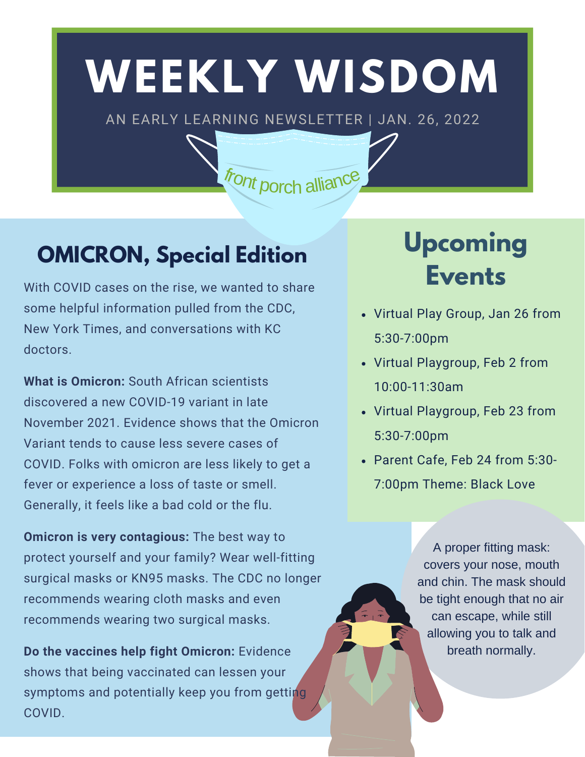# WEEKLY WISDOM

AN EARLY LEARNING NEWSLETTER | JAN. 26, 2022

front porch alliance

## OMICRON, Special Edition

With COVID cases on the rise, we wanted to share some helpful information pulled from the CDC, New York Times, and conversations with KC doctors.

**What is Omicron:** South African scientists discovered a new COVID-19 variant in late November 2021. Evidence shows that the Omicron Variant tends to cause less severe cases of COVID. Folks with omicron are less likely to get a fever or experience a loss of taste or smell. Generally, it feels like a bad cold or the flu.

**Omicron is very contagious:** The best way to protect yourself and your family? Wear well-fitting surgical masks or KN95 masks. The CDC no longer recommends wearing cloth masks and even recommends wearing two surgical masks.

**Do the vaccines help fight Omicron:** Evidence shows that being vaccinated can lessen your symptoms and potentially keep you from getting COVID.

## Upcoming Events

- Virtual Play Group, Jan 26 from 5:30-7:00pm
- Virtual Playgroup, Feb 2 from 10:00-11:30am
- Virtual Playgroup, Feb 23 from 5:30-7:00pm
- Parent Cafe, Feb 24 from 5:30-7:00pm Theme: Black Love

A proper fitting mask: covers your nose, mouth and chin. The mask should be tight enough that no air can escape, while still allowing you to talk and breath normally.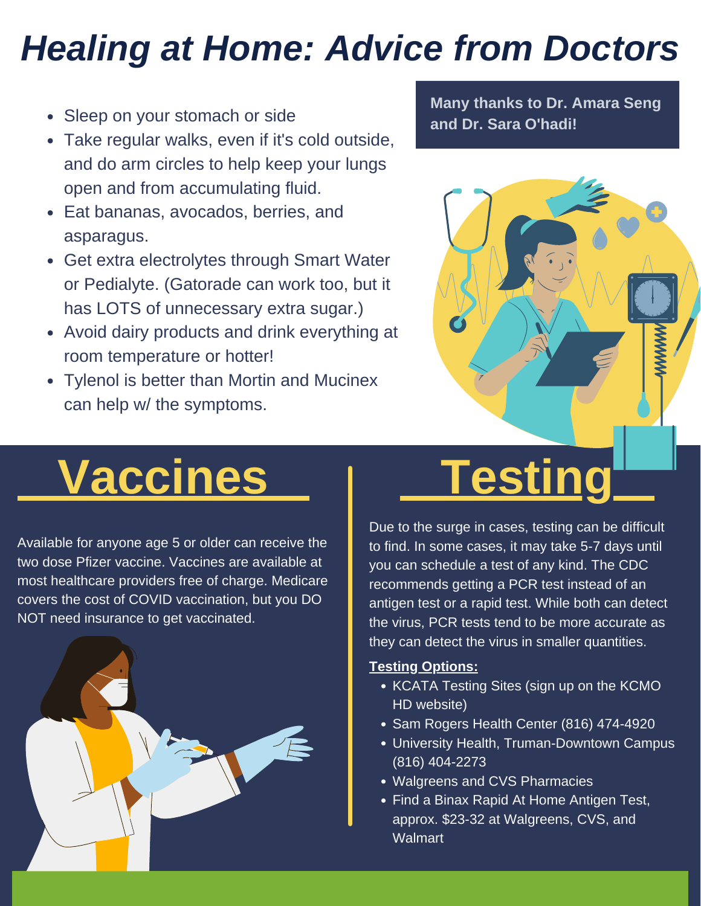# *Healing at Home: Advice from Doctors*

- Sleep on your stomach or side
- Take regular walks, even if it's cold outside, and do arm circles to help keep your lungs open and from accumulating fluid.
- Eat bananas, avocados, berries, and asparagus.
- Get extra electrolytes through Smart Water or Pedialyte. (Gatorade can work too, but it has LOTS of unnecessary extra sugar.)
- Avoid dairy products and drink everything at room temperature or hotter!
- Tylenol is better than Mortin and Mucinex can help w/ the symptoms.

**Many thanks to Dr. Amara Seng and Dr. Sara O'hadi!**

## Vaccines

Available for anyone age 5 or older can receive the two dose Pfizer vaccine. Vaccines are available at most healthcare providers free of charge. Medicare covers the cost of COVID vaccination, but you DO NOT need insurance to get vaccinated.

## Testing

Due to the surge in cases, testing can be difficult to find. In some cases, it may take 5-7 days until you can schedule a test of any kind. The CDC recommends getting a PCR test instead of an antigen test or a rapid test. While both can detect the virus, PCR tests tend to be more accurate as they can detect the virus in smaller quantities.

**Testing Options:**

- KCATA Testing Sites (sign up on the KCMO HD website)
- Sam Rogers Health Center (816) 474-4920
- University Health, Truman-Downtown Campus (816) 404-2273
- Walgreens and CVS Pharmacies
- Find a Binax Rapid At Home Antigen Test, approx. $23-32 at Walgreens, CVS, and Walmart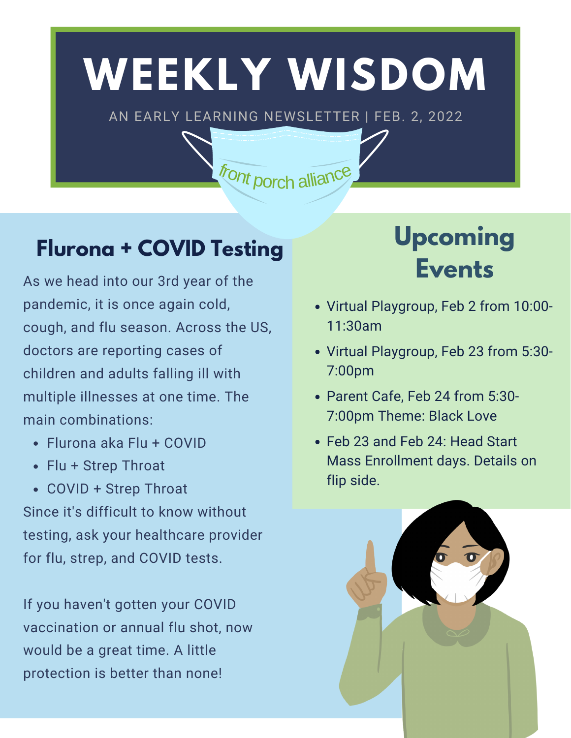# WEEKLY WISDOM

AN EARLY LEARNING NEWSLETTER | FEB. 2, 2022

front porch alliance

## Flurona + COVID Testing

As we head into our 3rd year of the pandemic, it is once again cold, cough, and flu season. Across the US, doctors are reporting cases of children and adults falling ill with multiple illnesses at one time. The main combinations:

- Flurona aka Flu + COVID
- Flu + Strep Throat
- COVID + Strep Throat

Since it's difficult to know without testing, ask your healthcare provider for flu, strep, and COVID tests.

If you haven't gotten your COVID vaccination or annual flu shot, now would be a great time. A little protection is better than none!

## Upcoming Events

- Virtual Playgroup, Feb 2 from 10:00-11:30am
- Virtual Playgroup, Feb 23 from 5:30-7:00pm
- Parent Cafe, Feb 24 from 5:30-7:00pm Theme: Black Love
- Feb 23 and Feb 24: Head Start Mass Enrollment days. Details on flip side.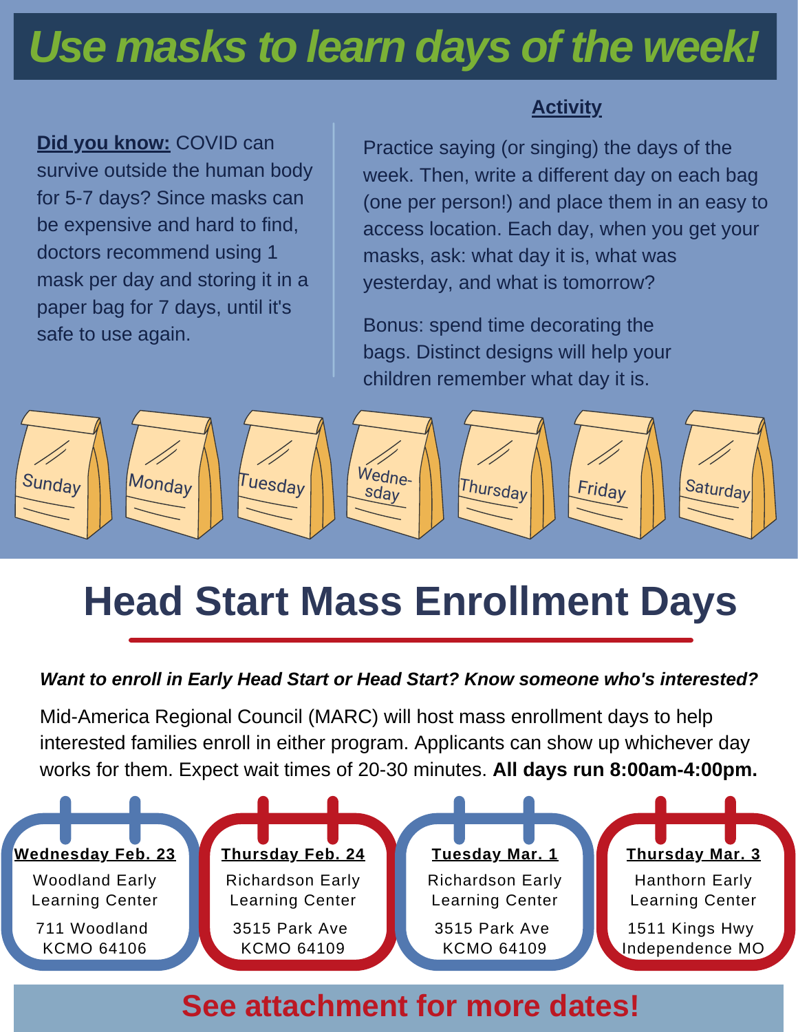# Use masks to learn days of the week!

**Did you know:** COVID can survive outside the human body for 5-7 days? Since masks can be expensive and hard to find, doctors recommend using 1 mask per day and storing it in a paper bag for 7 days, until it's safe to use again.

## Activity

Practice saying (or singing) the days of the week. Then, write a different day on each bag (one per person!) and place them in an easy to access location. Each day, when you get your masks, ask: what day it is, what was yesterday, and what is tomorrow?

Bonus: spend time decorating the bags. Distinct designs will help your children remember what day it is.

Sunday

Monday

Tuesday

Wednesday

Thursday

Friday

Saturday

# Head Start Mass Enrollment Days

***Want to enroll in Early Head Start or Head Start? Know someone who's interested?***

Mid-America Regional Council (MARC) will host mass enrollment days to help interested families enroll in either program. Applicants can show up whichever day works for them. Expect wait times of 20-30 minutes. **All days run 8:00am-4:00pm.**

**Wednesday Feb. 23**
Woodland Early Learning Center
711 Woodland
KCMO 64106

**Thursday Feb. 24**
Richardson Early Learning Center
3515 Park Ave
KCMO 64109

**Tuesday Mar. 1**
Richardson Early Learning Center
3515 Park Ave
KCMO 64109

**Thursday Mar. 3**
Hanthorn Early Learning Center
1511 Kings Hwy
Independence MO

**See attachment for more dates!**